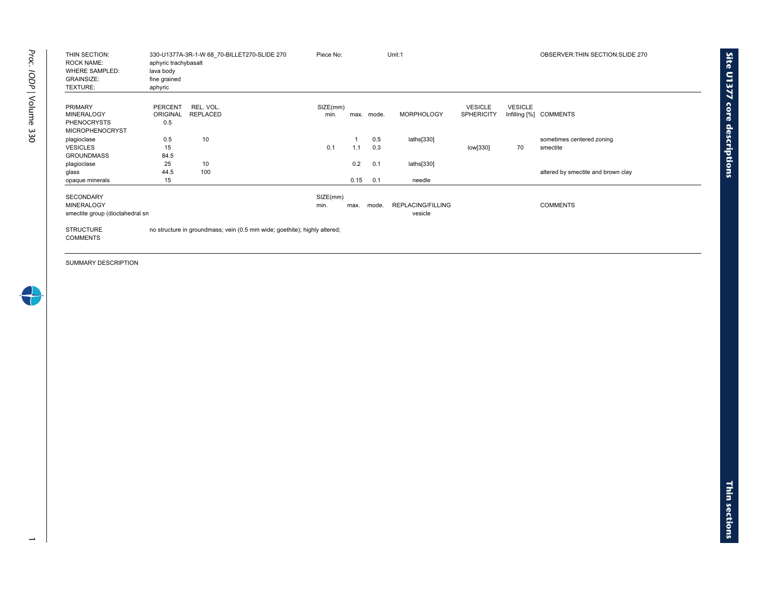| | | | | |
|---|---|---|---|---|
| THIN SECTION: | 330-U1377A-3R-1-W 68_70-BILLET270-SLIDE 270 | Piece No: | Unit:1 | OBSERVER:THIN SECTION:SLIDE 270 |
| ROCK NAME: | aphyric trachybasalt | | | |
| WHERE SAMPLED: | lava body | | | |
| GRAINSIZE: | fine grained | | | |
| TEXTURE: | aphyric | | | |

| PRIMARY MINERALOGY | PERCENT ORIGINAL | REL. VOL. REPLACED | SIZE(mm) min. | max. | mode. | MORPHOLOGY | VESICLE SPHERICITY | VESICLE Infilling [%] | COMMENTS |
|---|---|---|---|---|---|---|---|---|---|
| PHENOCRYSTS | 0.5 | | | | | | | | |
| MICROPHENOCRYST | | | | | | | | | |
| plagioclase | 0.5 | 10 | | 1 | 0.5 | laths[330] | | | sometimes centered zoning |
| VESICLES | 15 | | 0.1 | 1.1 | 0.3 | | low[330] | 70 | smectite |
| GROUNDMASS | 84.5 | | | | | | | | |
| plagioclase | 25 | 10 | | 0.2 | 0.1 | laths[330] | | | |
| glass | 44.5 | 100 | | | | | | | altered by smectite and brown clay |
| opaque minerals | 15 | | | 0.15 | 0.1 | needle | | | |

| SECONDARY MINERALOGY | SIZE(mm) min. | max. | mode. | REPLACING/FILLING | COMMENTS |
|---|---|---|---|---|---|
| smectite group (dioctahedral sn | | | | vesicle | |

STRUCTURE COMMENTS: no structure in groundmass; vein (0.5 mm wide; goethite); highly altered;

SUMMARY DESCRIPTION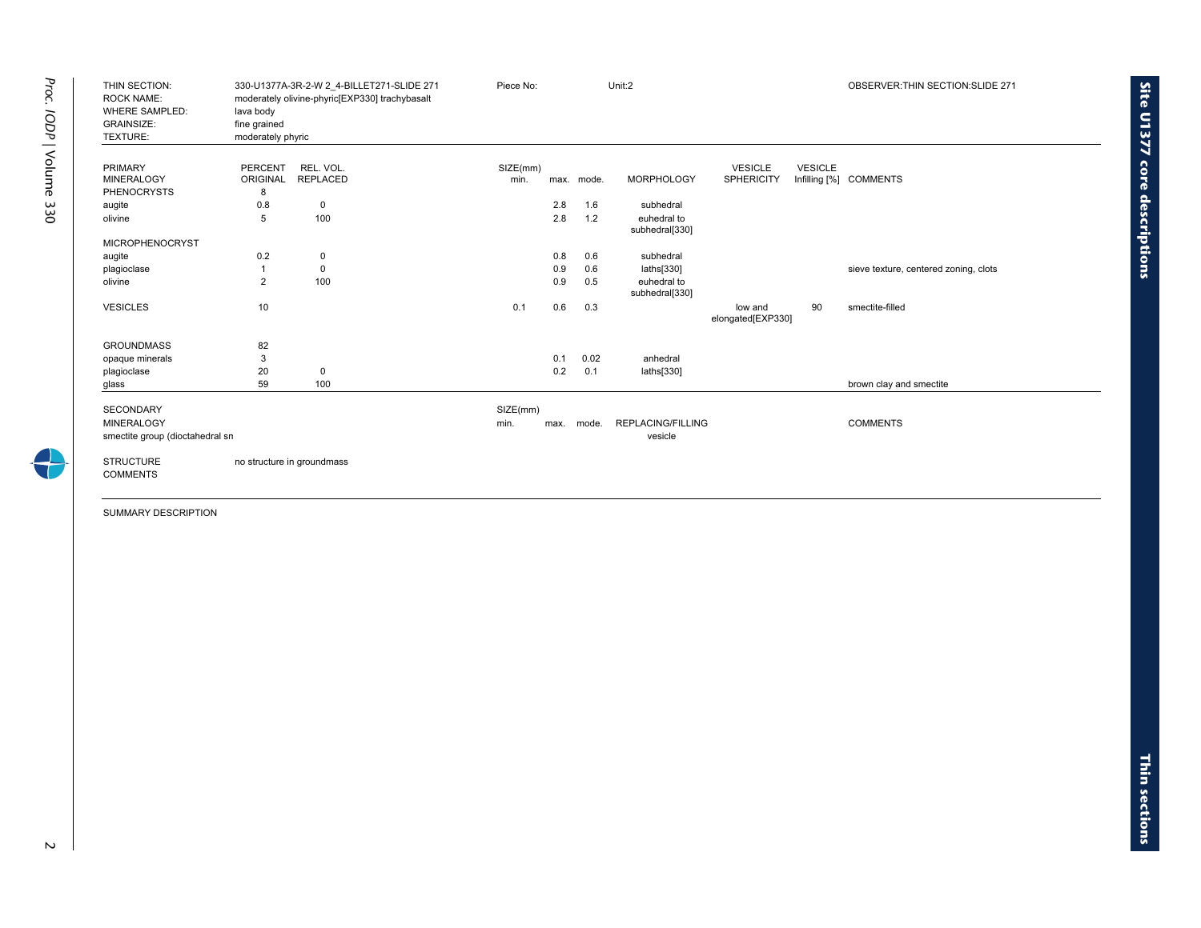| THIN SECTION: | 330-U1377A-3R-2-W 2_4-BILLET271-SLIDE 271 | Piece No: | Unit:2 | OBSERVER:THIN SECTION:SLIDE 271 |
|---|---|---|---|---|
| ROCK NAME: | moderately olivine-phyric[EXP330] trachybasalt | | | |
| WHERE SAMPLED: | lava body | | | |
| GRAINSIZE: | fine grained | | | |
| TEXTURE: | moderately phyric | | | |

| PRIMARY MINERALOGY | PERCENT ORIGINAL | REL. VOL. REPLACED | SIZE(mm) min. | max. | mode. | MORPHOLOGY | VESICLE SPHERICITY | VESICLE Infilling [%] | COMMENTS |
|---|---|---|---|---|---|---|---|---|---|
| PHENOCRYSTS | 8 | | | | | | | | |
| augite | 0.8 | 0 | | 2.8 | 1.6 | subhedral | | | |
| olivine | 5 | 100 | | 2.8 | 1.2 | euhedral to subhedral[330] | | | |
| MICROPHENOCRYST | | | | | | | | | |
| augite | 0.2 | 0 | | 0.8 | 0.6 | subhedral | | | |
| plagioclase | 1 | 0 | | 0.9 | 0.6 | laths[330] | | | sieve texture, centered zoning, clots |
| olivine | 2 | 100 | | 0.9 | 0.5 | euhedral to subhedral[330] | | | |
| VESICLES | 10 | | 0.1 | 0.6 | 0.3 | | low and elongated[EXP330] | 90 | smectite-filled |
| GROUNDMASS | 82 | | | | | | | | |
| opaque minerals | 3 | | | 0.1 | 0.02 | anhedral | | | |
| plagioclase | 20 | 0 | | 0.2 | 0.1 | laths[330] | | | |
| glass | 59 | 100 | | | | | | | brown clay and smectite |

| SECONDARY MINERALOGY | SIZE(mm) min. | max. | mode. | REPLACING/FILLING | COMMENTS |
|---|---|---|---|---|---|
| smectite group (dioctahedral sn | | | | vesicle | |

STRUCTURE: no structure in groundmass

COMMENTS

SUMMARY DESCRIPTION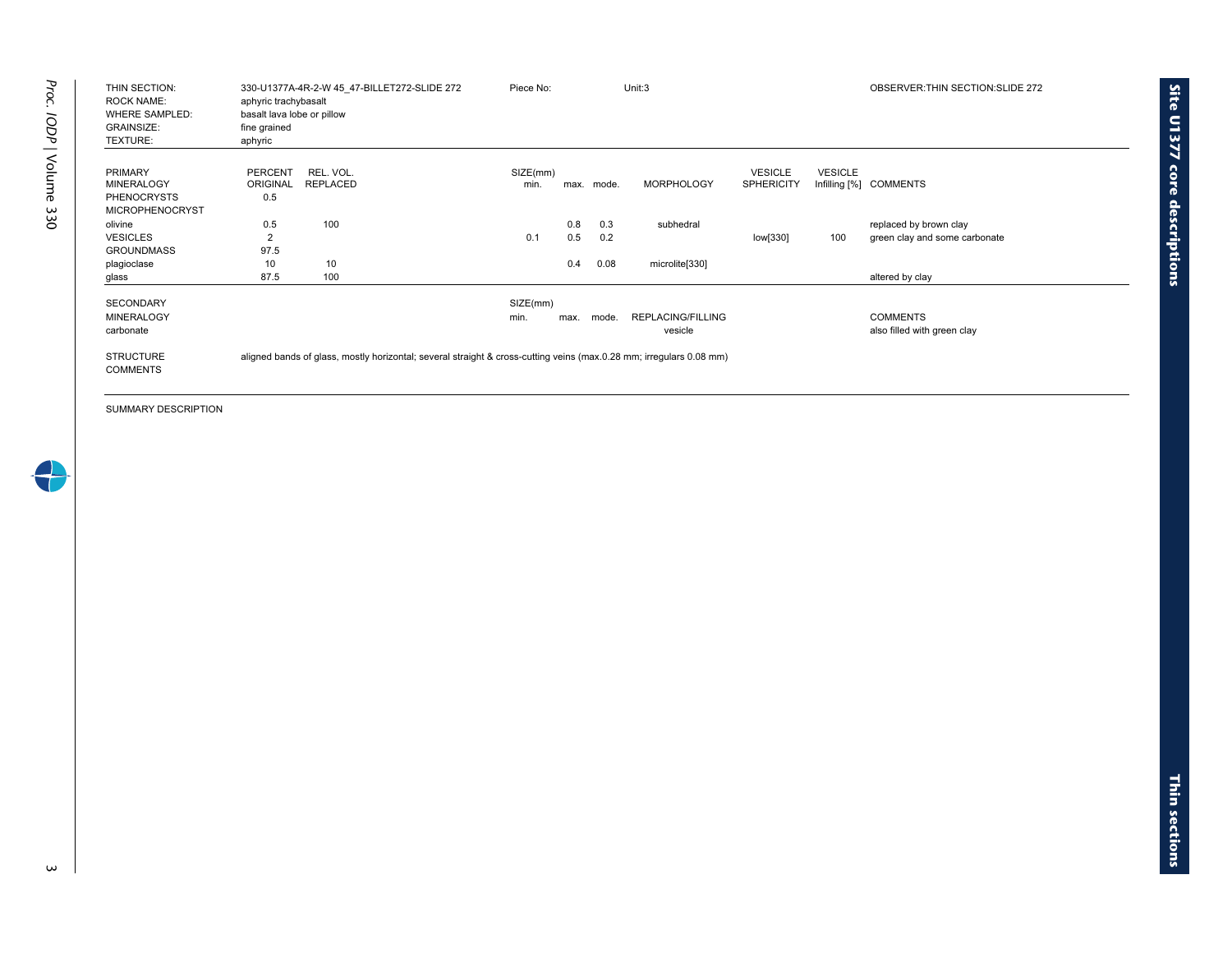| | | | |
|---|---|---|---|
| THIN SECTION: | 330-U1377A-4R-2-W 45_47-BILLET272-SLIDE 272 | Piece No: | Unit:3 | OBSERVER:THIN SECTION:SLIDE 272 |
| ROCK NAME: | aphyric trachybasalt | | | |
| WHERE SAMPLED: | basalt lava lobe or pillow | | | |
| GRAINSIZE: | fine grained | | | |
| TEXTURE: | aphyric | | | |

| PRIMARY MINERALOGY | PERCENT ORIGINAL | REL. VOL. REPLACED | SIZE(mm) min. | max. | mode. | MORPHOLOGY | VESICLE SPHERICITY | VESICLE Infilling [%] | COMMENTS |
|---|---|---|---|---|---|---|---|---|---|
| PHENOCRYSTS | 0.5 | | | | | | | | |
| MICROPHENOCRYST | | | | | | | | | |
| olivine | 0.5 | 100 | | 0.8 | 0.3 | subhedral | | | replaced by brown clay |
| VESICLES | 2 | | 0.1 | 0.5 | 0.2 | | low[330] | 100 | green clay and some carbonate |
| GROUNDMASS | 97.5 | | | | | | | | |
| plagioclase | 10 | 10 | | 0.4 | 0.08 | microlite[330] | | | |
| glass | 87.5 | 100 | | | | | | | altered by clay |

| SECONDARY MINERALOGY | SIZE(mm) min. | max. | mode. | REPLACING/FILLING | COMMENTS |
|---|---|---|---|---|---|
| carbonate | | | | vesicle | also filled with green clay |

STRUCTURE COMMENTS: aligned bands of glass, mostly horizontal; several straight & cross-cutting veins (max.0.28 mm; irregulars 0.08 mm)

SUMMARY DESCRIPTION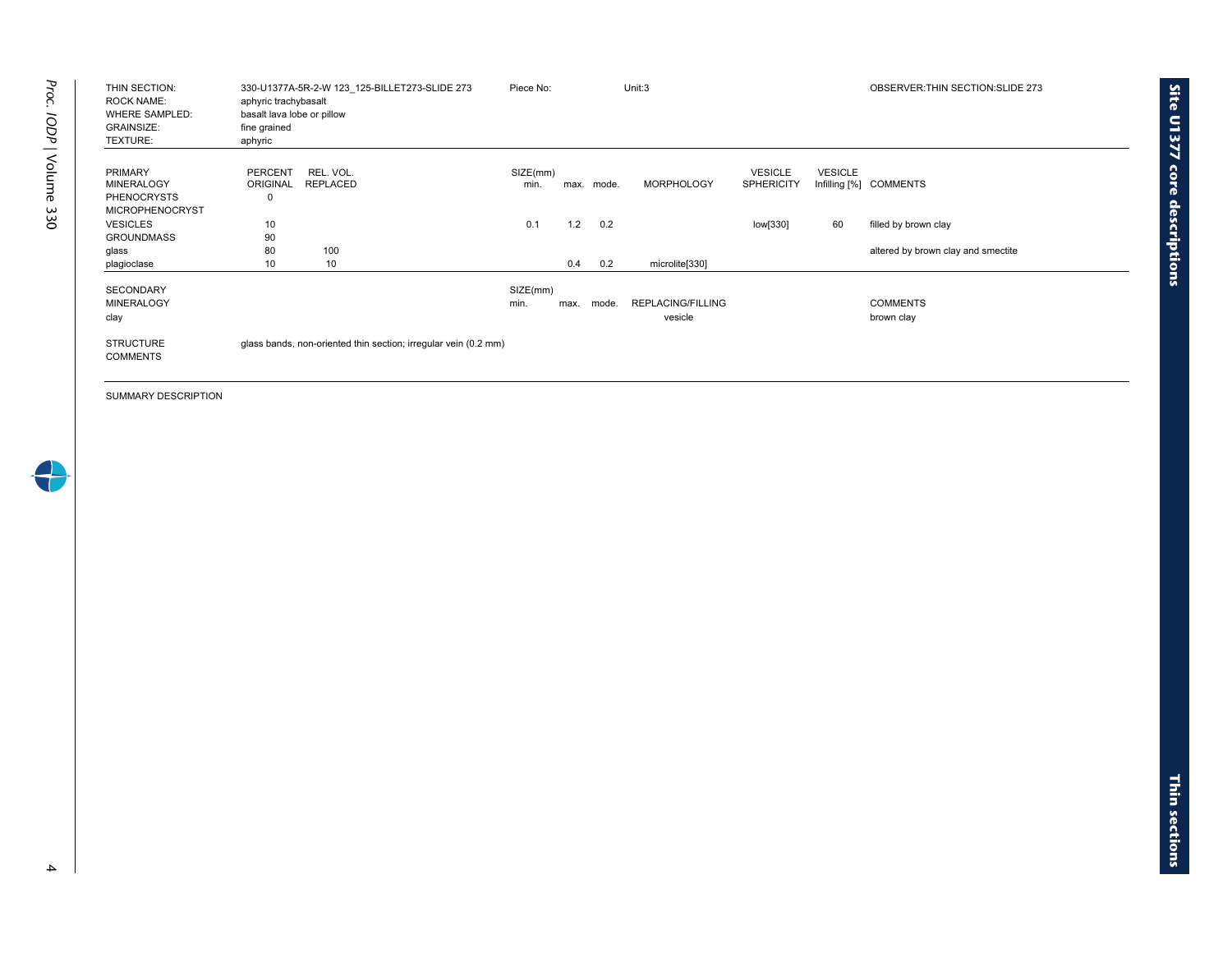| | | | | |
|---|---|---|---|---|
| THIN SECTION: | 330-U1377A-5R-2-W 123_125-BILLET273-SLIDE 273 | Piece No: | Unit:3 | OBSERVER:THIN SECTION:SLIDE 273 |
| ROCK NAME: | aphyric trachybasalt | | | |
| WHERE SAMPLED: | basalt lava lobe or pillow | | | |
| GRAINSIZE: | fine grained | | | |
| TEXTURE: | aphyric | | | |

| PRIMARY MINERALOGY | PERCENT ORIGINAL | REL. VOL. REPLACED | SIZE(mm) min. | max. | mode. | MORPHOLOGY | VESICLE SPHERICITY | VESICLE Infilling [%] | COMMENTS |
|---|---|---|---|---|---|---|---|---|---|
| PHENOCRYSTS | 0 | | | | | | | | |
| MICROPHENOCRYST | | | | | | | | | |
| VESICLES | 10 | | 0.1 | 1.2 | 0.2 | | low[330] | 60 | filled by brown clay |
| GROUNDMASS | 90 | | | | | | | | |
| glass | 80 | 100 | | | | | | | altered by brown clay and smectite |
| plagioclase | 10 | 10 | | 0.4 | 0.2 | microlite[330] | | | |

| SECONDARY MINERALOGY | SIZE(mm) min. | max. | mode. | REPLACING/FILLING | COMMENTS |
|---|---|---|---|---|---|
| clay | | | | vesicle | brown clay |

STRUCTURE COMMENTS: glass bands, non-oriented thin section; irregular vein (0.2 mm)

SUMMARY DESCRIPTION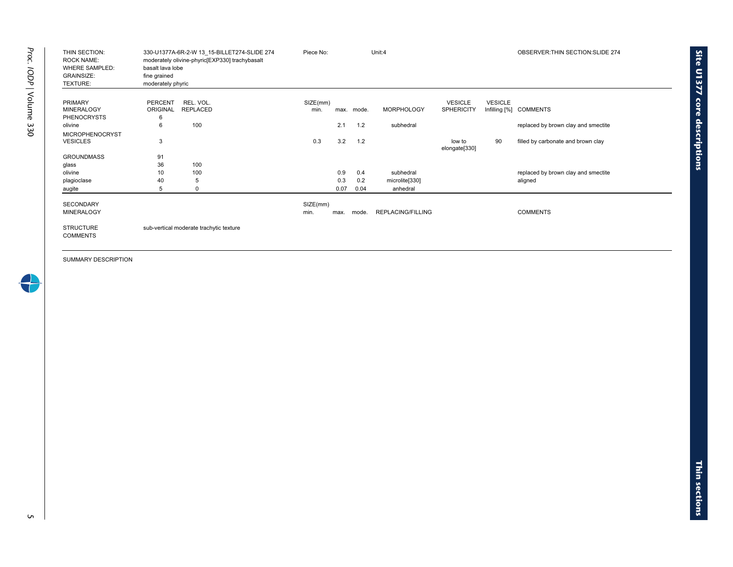| THIN SECTION: | 330-U1377A-6R-2-W 13_15-BILLET274-SLIDE 274 | Piece No: | Unit:4 | OBSERVER:THIN SECTION:SLIDE 274 |
|---|---|---|---|---|
| ROCK NAME: | moderately olivine-phyric[EXP330] trachybasalt | | | |
| WHERE SAMPLED: | basalt lava lobe | | | |
| GRAINSIZE: | fine grained | | | |
| TEXTURE: | moderately phyric | | | |

| PRIMARY MINERALOGY | PERCENT ORIGINAL | REL. VOL. REPLACED | SIZE(mm) min. | max. | mode. | MORPHOLOGY | VESICLE SPHERICITY | VESICLE Infilling [%] | COMMENTS |
|---|---|---|---|---|---|---|---|---|---|
| PHENOCRYSTS | 6 | | | | | | | | |
| olivine | 6 | 100 | | 2.1 | 1.2 | subhedral | | | replaced by brown clay and smectite |
| MICROPHENOCRYST | | | | | | | | | |
| VESICLES | 3 | | 0.3 | 3.2 | 1.2 | | low to elongate[330] | 90 | filled by carbonate and brown clay |
| GROUNDMASS | 91 | | | | | | | | |
| glass | 36 | 100 | | | | | | | |
| olivine | 10 | 100 | | 0.9 | 0.4 | subhedral | | | replaced by brown clay and smectite |
| plagioclase | 40 | 5 | | 0.3 | 0.2 | microlite[330] | | | aligned |
| augite | 5 | 0 | | 0.07 | 0.04 | anhedral | | | |

| SECONDARY MINERALOGY | SIZE(mm) min. | max. | mode. | REPLACING/FILLING | COMMENTS |
|---|---|---|---|---|---|

STRUCTURE: sub-vertical moderate trachytic texture

COMMENTS

SUMMARY DESCRIPTION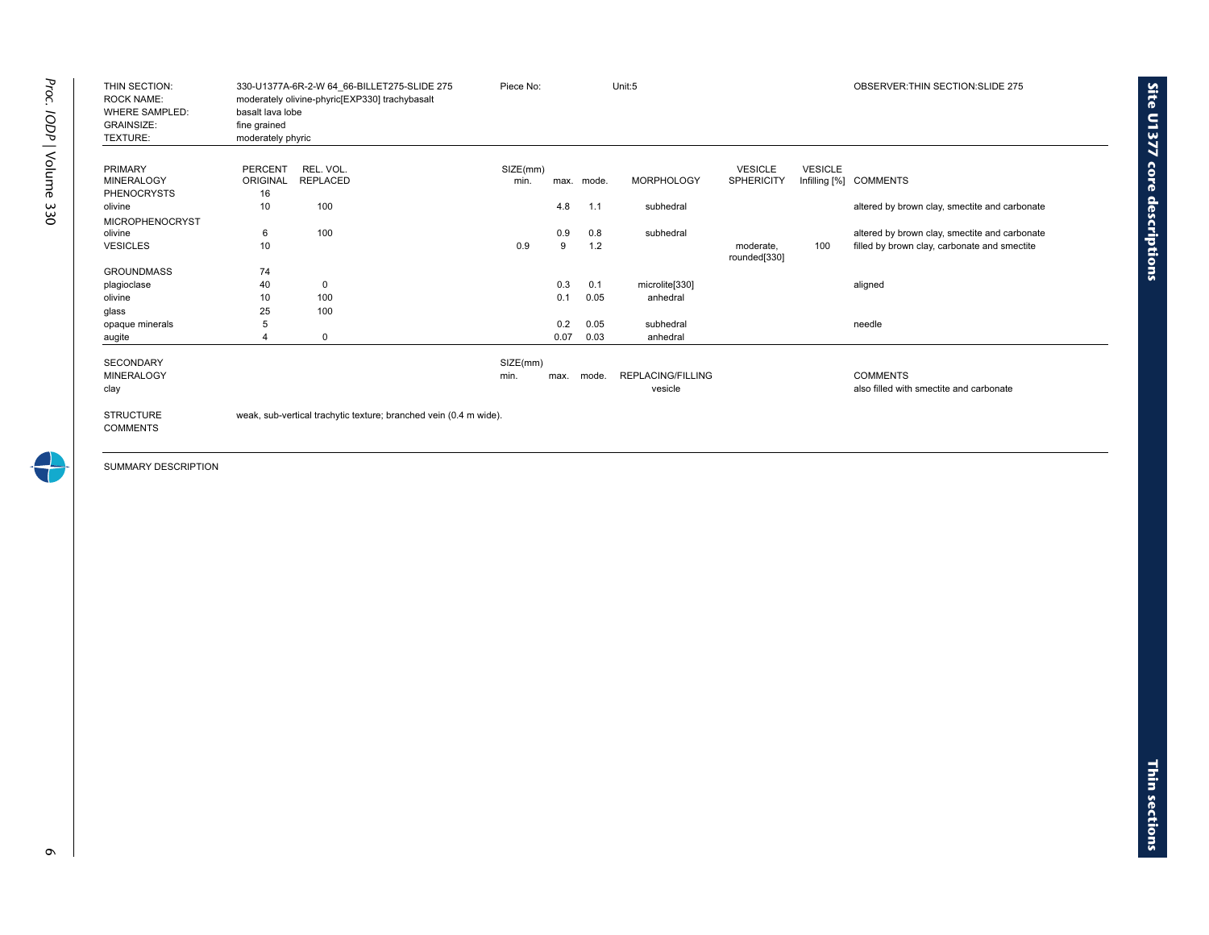| | | | | | | |
|---|---|---|---|---|---|---|
| THIN SECTION: | 330-U1377A-6R-2-W 64_66-BILLET275-SLIDE 275 | Piece No: | | Unit:5 | | OBSERVER:THIN SECTION:SLIDE 275 |
| ROCK NAME: | moderately olivine-phyric[EXP330] trachybasalt | | | | | |
| WHERE SAMPLED: | basalt lava lobe | | | | | |
| GRAINSIZE: | fine grained | | | | | |
| TEXTURE: | moderately phyric | | | | | |

| PRIMARY MINERALOGY | PERCENT ORIGINAL | REL. VOL. REPLACED | SIZE(mm) min. | max. | mode. | MORPHOLOGY | VESICLE SPHERICITY | VESICLE Infilling [%] | COMMENTS |
|---|---|---|---|---|---|---|---|---|---|
| PHENOCRYSTS | 16 | | | | | | | | |
| olivine | 10 | 100 | | 4.8 | 1.1 | subhedral | | | altered by brown clay, smectite and carbonate |
| MICROPHENOCRYST | | | | | | | | | |
| olivine | 6 | 100 | | 0.9 | 0.8 | subhedral | | | altered by brown clay, smectite and carbonate |
| VESICLES | 10 | | 0.9 | 9 | 1.2 | | moderate, rounded[330] | 100 | filled by brown clay, carbonate and smectite |
| GROUNDMASS | 74 | | | | | | | | |
| plagioclase | 40 | 0 | | 0.3 | 0.1 | microlite[330] | | | aligned |
| olivine | 10 | 100 | | 0.1 | 0.05 | anhedral | | | |
| glass | 25 | 100 | | | | | | | |
| opaque minerals | 5 | | | 0.2 | 0.05 | subhedral | | | needle |
| augite | 4 | 0 | | 0.07 | 0.03 | anhedral | | | |

| SECONDARY MINERALOGY | SIZE(mm) min. | max. | mode. | REPLACING/FILLING | COMMENTS |
|---|---|---|---|---|---|
| clay | | | | vesicle | also filled with smectite and carbonate |

STRUCTURE COMMENTS: weak, sub-vertical trachytic texture; branched vein (0.4 m wide).

SUMMARY DESCRIPTION